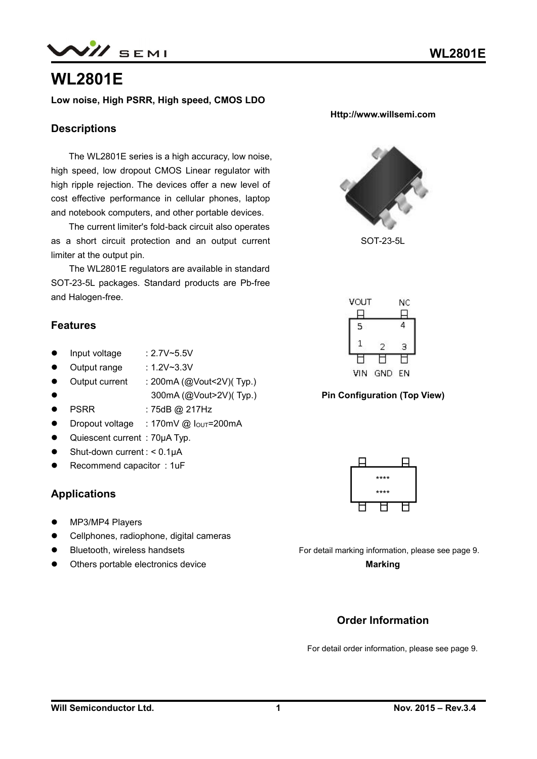# WL2801E

**Low noise, High PSRR, High speed, CMOS LDO**

**Http://www.willsemi.com**

## Descriptions

The WL2801E series is a high accuracy, low noise, high speed, low dropout CMOS Linear regulator with high ripple rejection. The devices offer a new level of cost effective performance in cellular phones, laptop and notebook computers, and other portable devices.

The current limiter's fold-back circuit also operates as a short circuit protection and an output current limiter at the output pin.

The WL2801E regulators are available in standard SOT-23-5L packages. Standard products are Pb-free and Halogen-free.

SOT-23-5L

VOUT NC
5 4
1 2 3
VIN GND EN

**Pin Configuration (Top View)**

## Features

- Input voltage : 2.7V~5.5V
- Output range : 1.2V~3.3V
- Output current : 200mA (@Vout<2V)( Typ.)
- 300mA (@Vout>2V)( Typ.)
- PSRR : 75dB @ 217Hz
- Dropout voltage : 170mV @ $I_{OUT}$=200mA
- Quiescent current : 70μA Typ.
- Shut-down current : < 0.1μA
- Recommend capacitor : 1uF

****
****

For detail marking information, please see page 9.

**Marking**

## Applications

- MP3/MP4 Players
- Cellphones, radiophone, digital cameras
- Bluetooth, wireless handsets
- Others portable electronics device

## Order Information

For detail order information, please see page 9.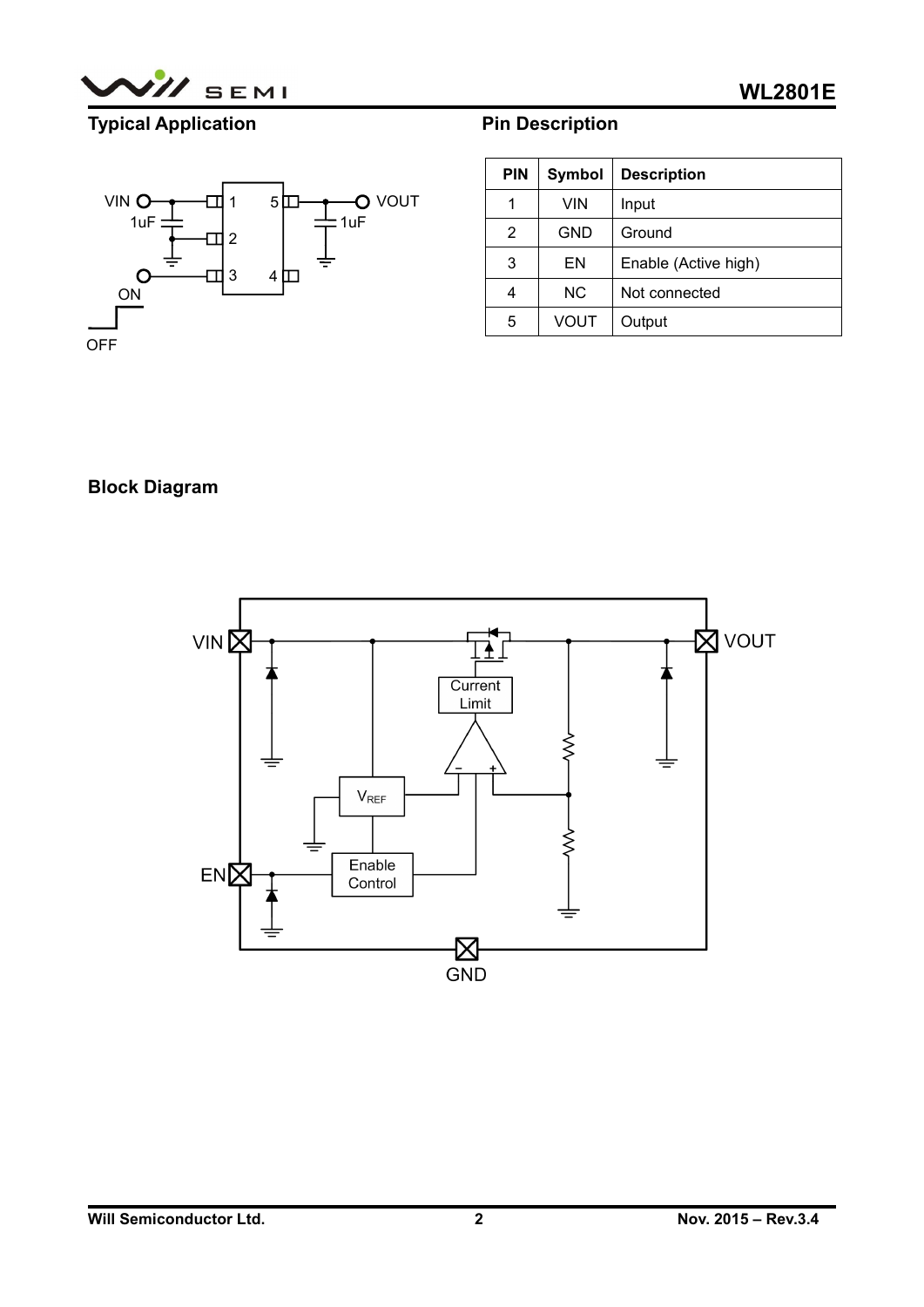## Typical Application

## Pin Description

| PIN | Symbol | Description |
|---|---|---|
| 1 | VIN | Input |
| 2 | GND | Ground |
| 3 | EN | Enable (Active high) |
| 4 | NC | Not connected |
| 5 | VOUT | Output |

## Block Diagram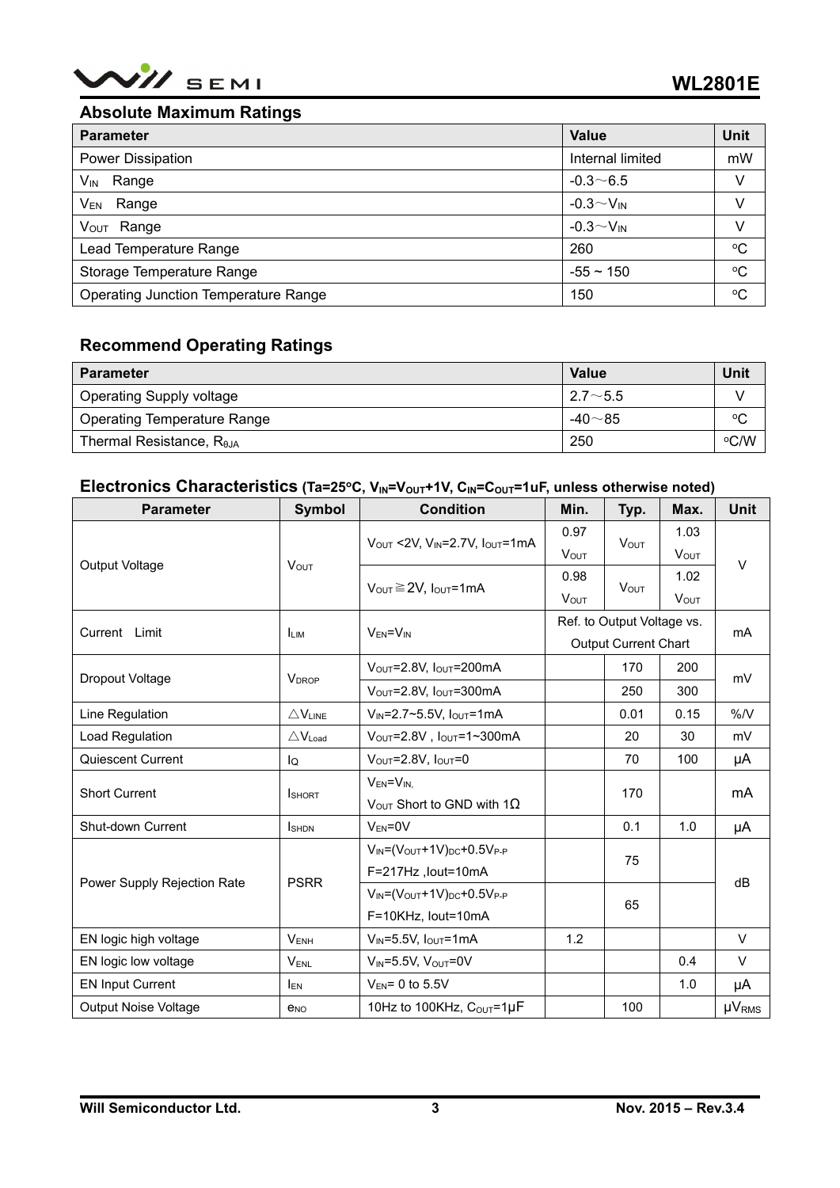## Absolute Maximum Ratings

| Parameter | Value | Unit |
|---|---|---|
| Power Dissipation | Internal limited | mW |
| $V_{IN}$ Range | -0.3～6.5 | V |
| $V_{EN}$ Range | -0.3～$V_{IN}$ | V |
| $V_{OUT}$ Range | -0.3～$V_{IN}$ | V |
| Lead Temperature Range | 260 | ºC |
| Storage Temperature Range | -55 ~ 150 | ºC |
| Operating Junction Temperature Range | 150 | ºC |

## Recommend Operating Ratings

| Parameter | Value | Unit |
|---|---|---|
| Operating Supply voltage | 2.7～5.5 | V |
| Operating Temperature Range | -40～85 | ºC |
| Thermal Resistance, $R_{\theta JA}$ | 250 | ºC/W |

## Electronics Characteristics (Ta=25ºC, $V_{IN}$=$V_{OUT}$+1V, $C_{IN}$=$C_{OUT}$=1uF, unless otherwise noted)

| Parameter | Symbol | Condition | Min. | Typ. | Max. | Unit |
|---|---|---|---|---|---|---|
| Output Voltage | $V_{OUT}$ | $V_{OUT}$ <2V, $V_{IN}$=2.7V, $I_{OUT}$=1mA | 0.97 $V_{OUT}$ | $V_{OUT}$ | 1.03 $V_{OUT}$ | V |
| | | $V_{OUT}$ ≧2V, $I_{OUT}$=1mA | 0.98 $V_{OUT}$ | $V_{OUT}$ | 1.02 $V_{OUT}$ | |
| Current Limit | $I_{LIM}$ | $V_{EN}$=$V_{IN}$ | Ref. to Output Voltage vs. Output Current Chart | | | mA |
| Dropout Voltage | $V_{DROP}$ | $V_{OUT}$=2.8V, $I_{OUT}$=200mA | | 170 | 200 | mV |
| | | $V_{OUT}$=2.8V, $I_{OUT}$=300mA | | 250 | 300 | |
| Line Regulation | $\triangle V_{LINE}$ | $V_{IN}$=2.7~5.5V, $I_{OUT}$=1mA | | 0.01 | 0.15 | %/V |
| Load Regulation | $\triangle V_{Load}$ | $V_{OUT}$=2.8V , $I_{OUT}$=1~300mA | | 20 | 30 | mV |
| Quiescent Current | $I_Q$ | $V_{OUT}$=2.8V, $I_{OUT}$=0 | | 70 | 100 | μA |
| Short Current | $I_{SHORT}$ | $V_{EN}$=$V_{IN}$, $V_{OUT}$ Short to GND with 1Ω | | 170 | | mA |
| Shut-down Current | $I_{SHDN}$ | $V_{EN}$=0V | | 0.1 | 1.0 | μA |
| Power Supply Rejection Rate | PSRR | $V_{IN}$=($V_{OUT}$+1V)$_{DC}$+0.5$V_{P-P}$ F=217Hz ,Iout=10mA | | 75 | | dB |
| | | $V_{IN}$=($V_{OUT}$+1V)$_{DC}$+0.5$V_{P-P}$ F=10KHz, Iout=10mA | | 65 | | |
| EN logic high voltage | $V_{ENH}$ | $V_{IN}$=5.5V, $I_{OUT}$=1mA | 1.2 | | | V |
| EN logic low voltage | $V_{ENL}$ | $V_{IN}$=5.5V, $V_{OUT}$=0V | | | 0.4 | V |
| EN Input Current | $I_{EN}$ | $V_{EN}$= 0 to 5.5V | | | 1.0 | μA |
| Output Noise Voltage | $e_{NO}$ | 10Hz to 100KHz, $C_{OUT}$=1μF | | 100 | | $\mu V_{RMS}$ |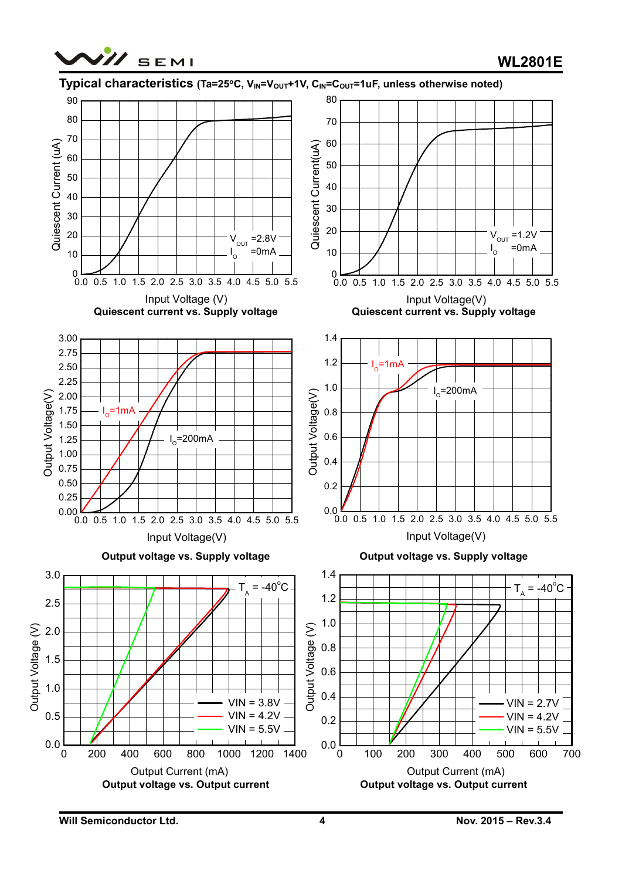## Typical characteristics (Ta=25°C, $V_{IN}$=$V_{OUT}$+1V, $C_{IN}$=$C_{OUT}$=1uF, unless otherwise noted)

Quiescent current vs. Supply voltage

Quiescent current vs. Supply voltage

Output voltage vs. Supply voltage

Output voltage vs. Supply voltage

Output voltage vs. Output current

Output voltage vs. Output current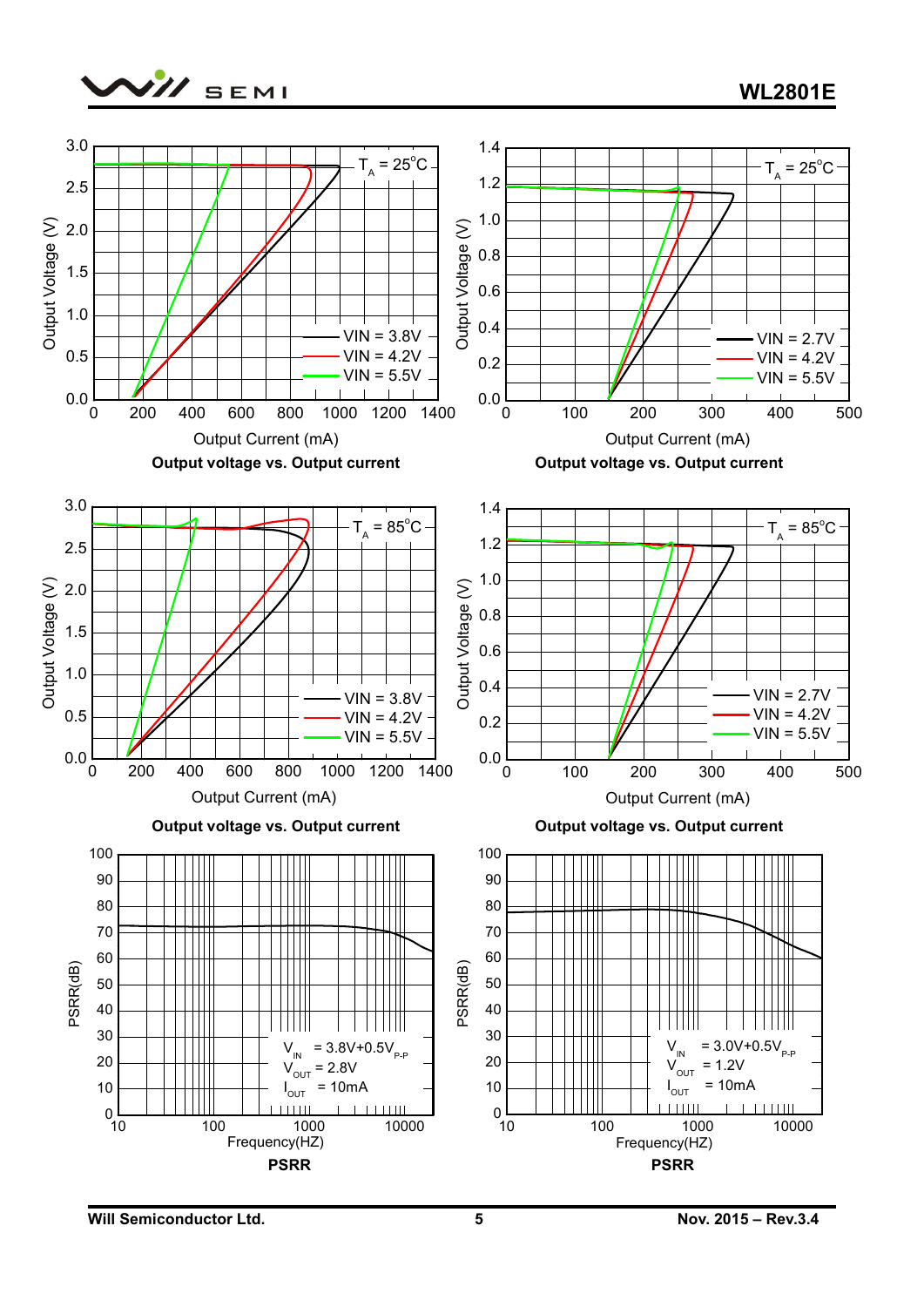**Output voltage vs. Output current**

**Output voltage vs. Output current**

**Output voltage vs. Output current**

**Output voltage vs. Output current**

**PSRR**

**PSRR**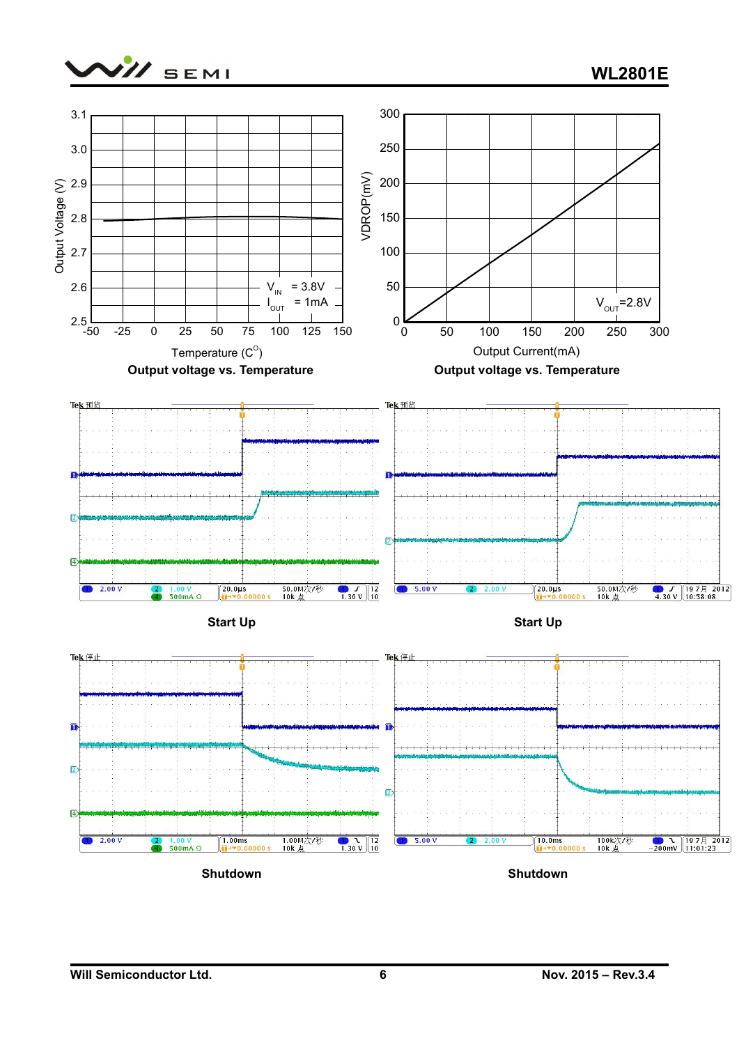**Output voltage vs. Temperature**

**Output voltage vs. Temperature**

**Start Up**

**Start Up**

**Shutdown**

**Shutdown**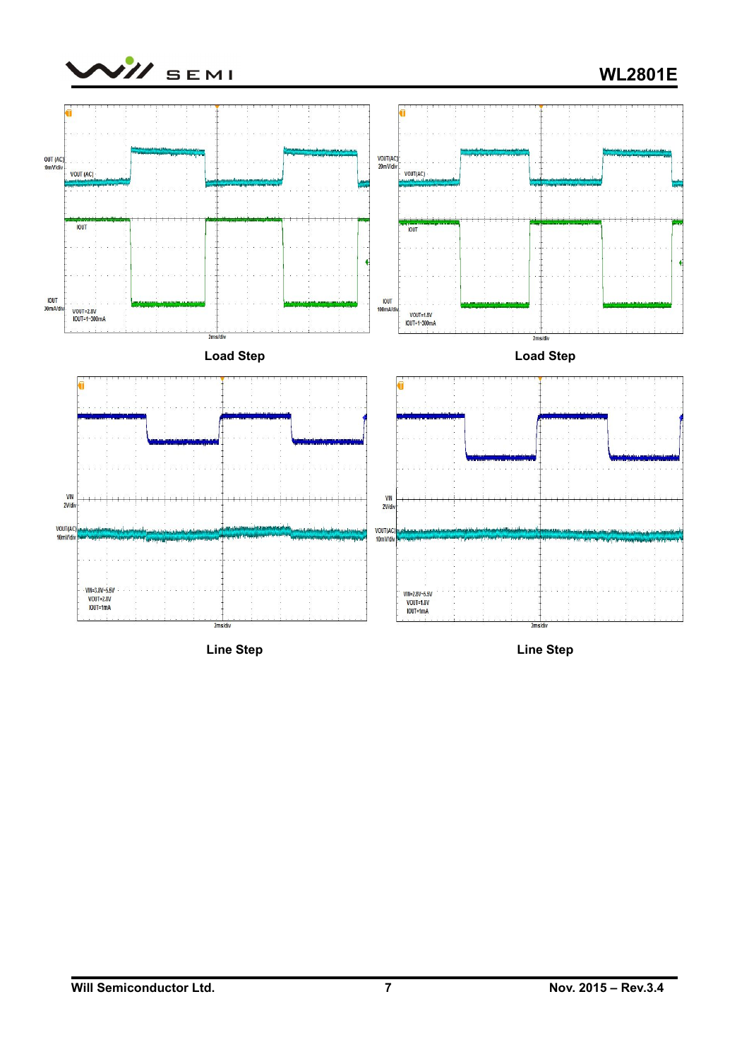Load Step

Load Step

Line Step

Line Step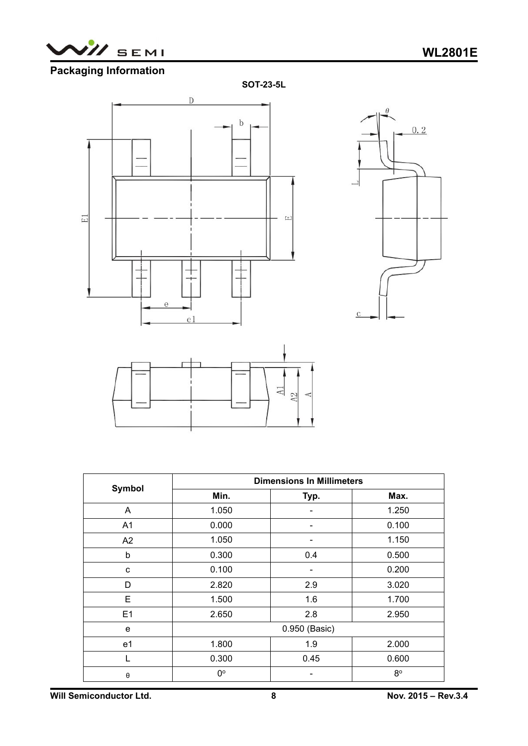## Packaging Information

**SOT-23-5L**

| Symbol | Dimensions In Millimeters | | |
|---|---|---|---|
| | Min. | Typ. | Max. |
| A | 1.050 | - | 1.250 |
| A1 | 0.000 | - | 0.100 |
| A2 | 1.050 | - | 1.150 |
| b | 0.300 | 0.4 | 0.500 |
| c | 0.100 | - | 0.200 |
| D | 2.820 | 2.9 | 3.020 |
| E | 1.500 | 1.6 | 1.700 |
| E1 | 2.650 | 2.8 | 2.950 |
| e | 0.950 (Basic) | | |
| e1 | 1.800 | 1.9 | 2.000 |
| L | 0.300 | 0.45 | 0.600 |
| θ | 0° | - | 8° |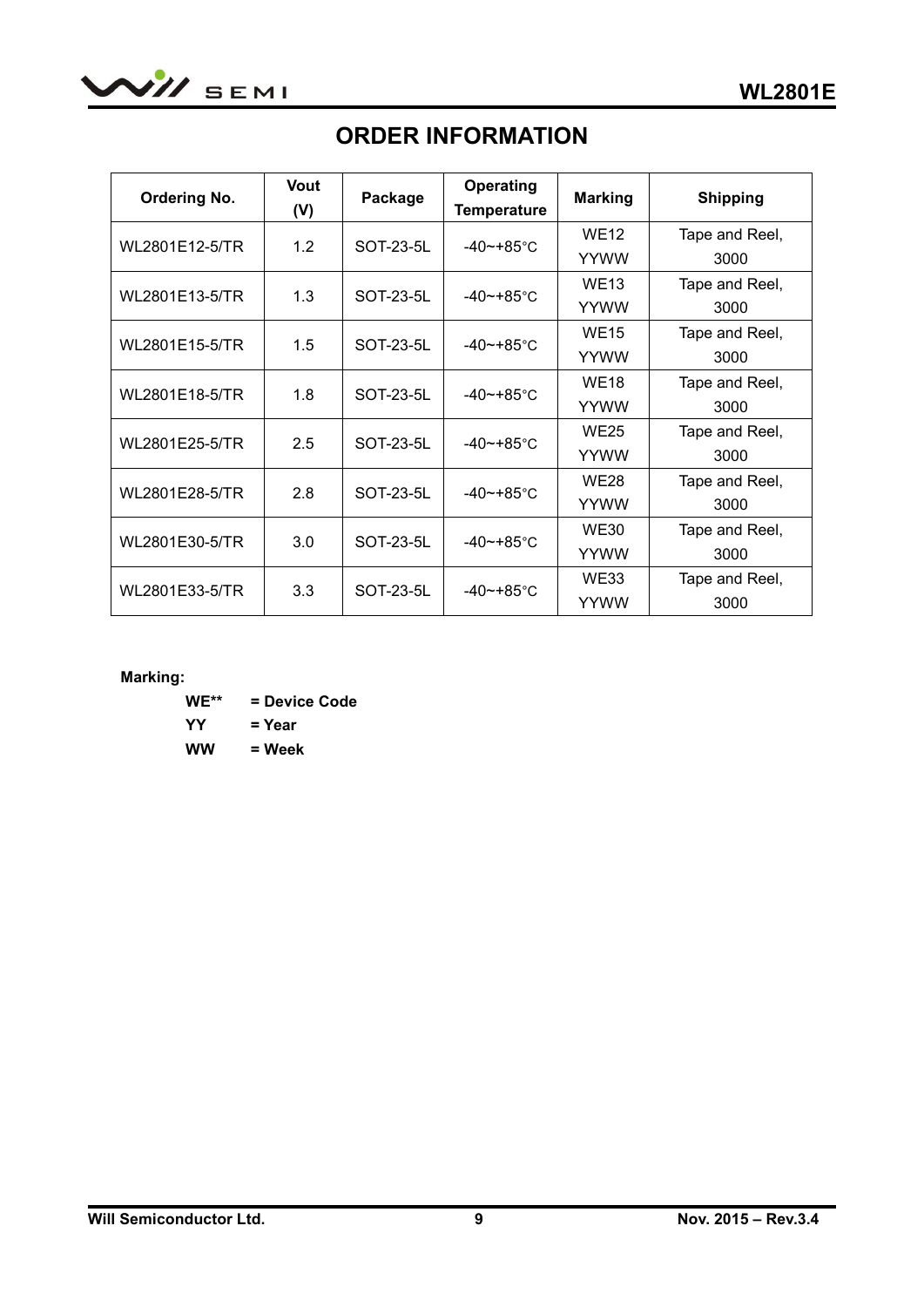# ORDER INFORMATION

| Ordering No. | Vout (V) | Package | Operating Temperature | Marking | Shipping |
|---|---|---|---|---|---|
| WL2801E12-5/TR | 1.2 | SOT-23-5L | -40~+85°C | WE12 YYWW | Tape and Reel, 3000 |
| WL2801E13-5/TR | 1.3 | SOT-23-5L | -40~+85°C | WE13 YYWW | Tape and Reel, 3000 |
| WL2801E15-5/TR | 1.5 | SOT-23-5L | -40~+85°C | WE15 YYWW | Tape and Reel, 3000 |
| WL2801E18-5/TR | 1.8 | SOT-23-5L | -40~+85°C | WE18 YYWW | Tape and Reel, 3000 |
| WL2801E25-5/TR | 2.5 | SOT-23-5L | -40~+85°C | WE25 YYWW | Tape and Reel, 3000 |
| WL2801E28-5/TR | 2.8 | SOT-23-5L | -40~+85°C | WE28 YYWW | Tape and Reel, 3000 |
| WL2801E30-5/TR | 3.0 | SOT-23-5L | -40~+85°C | WE30 YYWW | Tape and Reel, 3000 |
| WL2801E33-5/TR | 3.3 | SOT-23-5L | -40~+85°C | WE33 YYWW | Tape and Reel, 3000 |

**Marking:**

**WE** = Device Code**

**YY = Year**

**WW = Week**